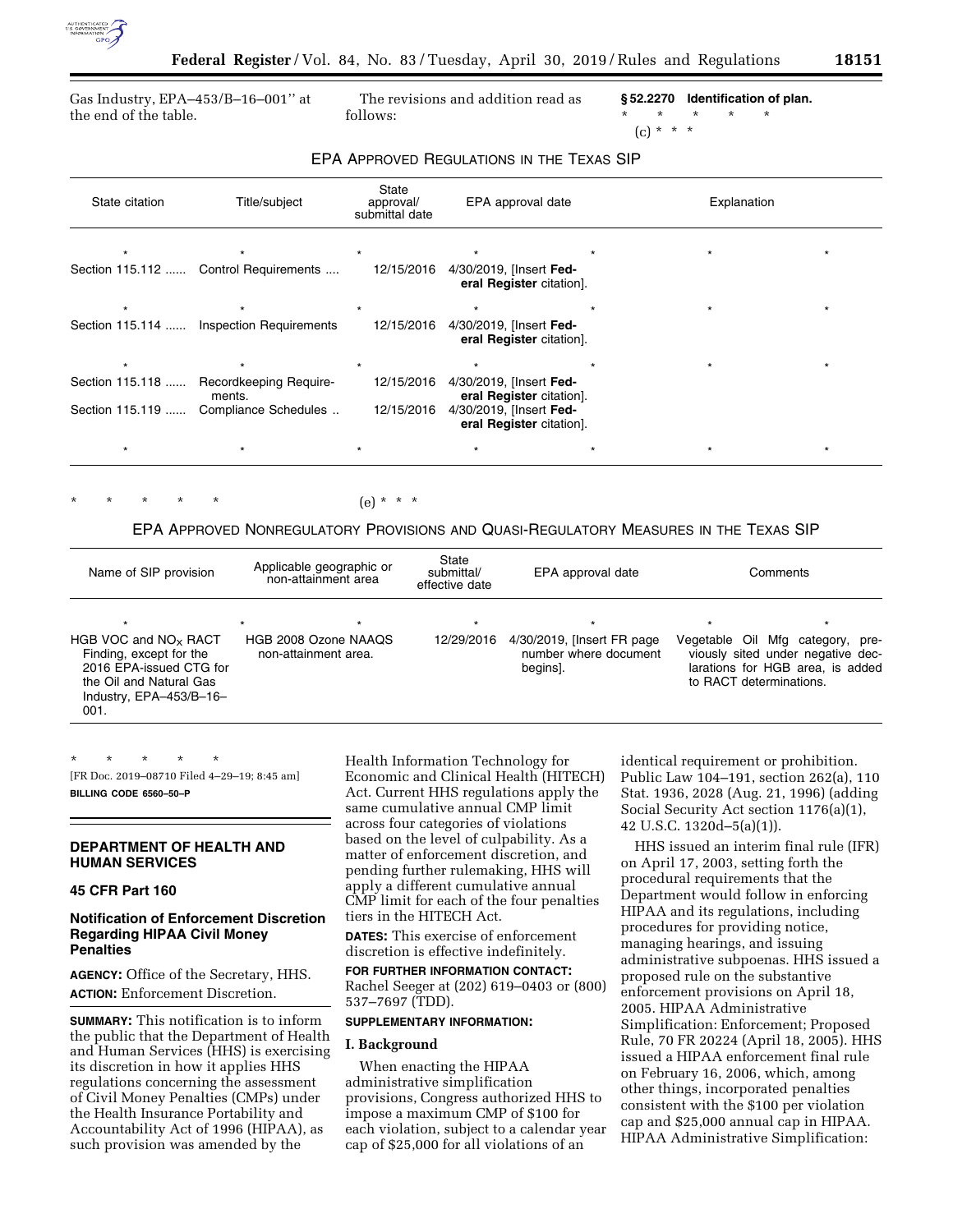Gas Industry, EPA–453/B–16–001'' at the end of the table.

The revisions and addition read as follows:

**§ 52.2270 Identification of plan.**

\* \* \* \* \*

(c) \* \* \*

EPA APPROVED REGULATIONS IN THE TEXAS SIP

| State citation | Title/subject | State approval/ submittal date | EPA approval date | Explanation |
|---|---|---|---|---|
| \* | \* | \* | \* \* | \* \* |
| Section 115.112 ...... | Control Requirements .... | 12/15/2016 | 4/30/2019, [Insert **Federal Register** citation]. | |
| \* | \* | \* | \* \* | \* \* |
| Section 115.114 ...... | Inspection Requirements | 12/15/2016 | 4/30/2019, [Insert **Federal Register** citation]. | |
| \* | \* | \* | \* \* | \* \* |
| Section 115.118 ...... | Recordkeeping Requirements. | 12/15/2016 | 4/30/2019, [Insert **Federal Register** citation]. | |
| Section 115.119 ...... | Compliance Schedules .. | 12/15/2016 | 4/30/2019, [Insert **Federal Register** citation]. | |
| \* | \* | \* | \* \* | \* \* |

\* \* \* \* \*

(e) \* \* \*

EPA APPROVED NONREGULATORY PROVISIONS AND QUASI-REGULATORY MEASURES IN THE TEXAS SIP

| Name of SIP provision | Applicable geographic or non-attainment area | State submittal/ effective date | EPA approval date | Comments |
|---|---|---|---|---|
| \* | \* | \* | \* \* | \* \* |
| HGB VOC and $NO_X$ RACT Finding, except for the 2016 EPA-issued CTG for the Oil and Natural Gas Industry, EPA–453/B–16–001. | HGB 2008 Ozone NAAQS non-attainment area. | 12/29/2016 | 4/30/2019, [Insert FR page number where document begins]. | Vegetable Oil Mfg category, previously sited under negative declarations for HGB area, is added to RACT determinations. |

\* \* \* \* \*

[FR Doc. 2019–08710 Filed 4–29–19; 8:45 am]

**BILLING CODE 6560–50–P**

## DEPARTMENT OF HEALTH AND HUMAN SERVICES

### 45 CFR Part 160

### Notification of Enforcement Discretion Regarding HIPAA Civil Money Penalties

**AGENCY:** Office of the Secretary, HHS.

**ACTION:** Enforcement Discretion.

**SUMMARY:** This notification is to inform the public that the Department of Health and Human Services (HHS) is exercising its discretion in how it applies HHS regulations concerning the assessment of Civil Money Penalties (CMPs) under the Health Insurance Portability and Accountability Act of 1996 (HIPAA), as such provision was amended by the Health Information Technology for Economic and Clinical Health (HITECH) Act. Current HHS regulations apply the same cumulative annual CMP limit across four categories of violations based on the level of culpability. As a matter of enforcement discretion, and pending further rulemaking, HHS will apply a different cumulative annual CMP limit for each of the four penalties tiers in the HITECH Act.

**DATES:** This exercise of enforcement discretion is effective indefinitely.

**FOR FURTHER INFORMATION CONTACT:** Rachel Seeger at (202) 619–0403 or (800) 537–7697 (TDD).

**SUPPLEMENTARY INFORMATION:**

**I. Background**

When enacting the HIPAA administrative simplification provisions, Congress authorized HHS to impose a maximum CMP of $100 for each violation, subject to a calendar year cap of $25,000 for all violations of an identical requirement or prohibition. Public Law 104–191, section 262(a), 110 Stat. 1936, 2028 (Aug. 21, 1996) (adding Social Security Act section 1176(a)(1), 42 U.S.C. 1320d–5(a)(1)).

HHS issued an interim final rule (IFR) on April 17, 2003, setting forth the procedural requirements that the Department would follow in enforcing HIPAA and its regulations, including procedures for providing notice, managing hearings, and issuing administrative subpoenas. HHS issued a proposed rule on the substantive enforcement provisions on April 18, 2005. HIPAA Administrative Simplification: Enforcement; Proposed Rule, 70 FR 20224 (April 18, 2005). HHS issued a HIPAA enforcement final rule on February 16, 2006, which, among other things, incorporated penalties consistent with the $100 per violation cap and $25,000 annual cap in HIPAA. HIPAA Administrative Simplification: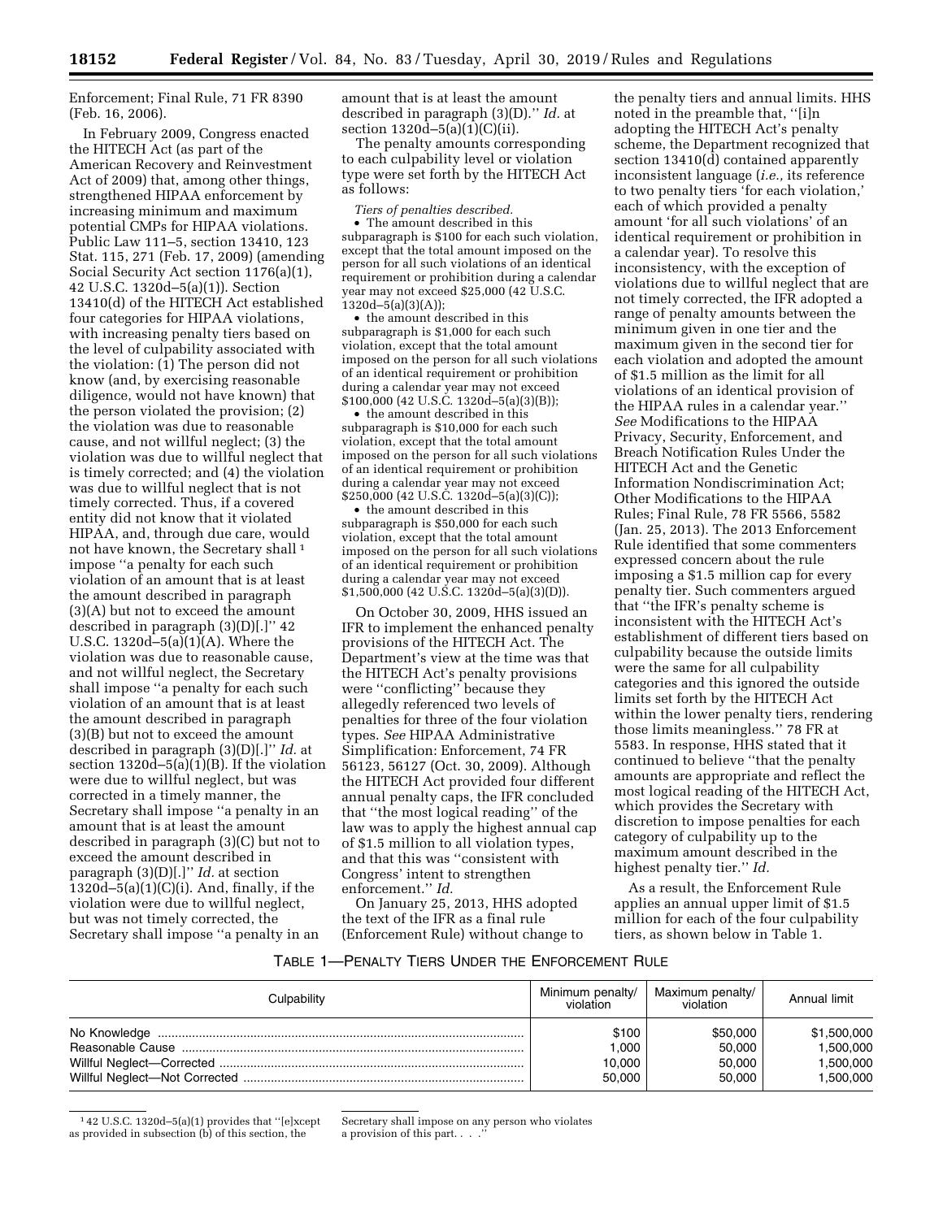Enforcement; Final Rule, 71 FR 8390 (Feb. 16, 2006).

In February 2009, Congress enacted the HITECH Act (as part of the American Recovery and Reinvestment Act of 2009) that, among other things, strengthened HIPAA enforcement by increasing minimum and maximum potential CMPs for HIPAA violations. Public Law 111–5, section 13410, 123 Stat. 115, 271 (Feb. 17, 2009) (amending Social Security Act section 1176(a)(1), 42 U.S.C. 1320d–5(a)(1)). Section 13410(d) of the HITECH Act established four categories for HIPAA violations, with increasing penalty tiers based on the level of culpability associated with the violation: (1) The person did not know (and, by exercising reasonable diligence, would not have known) that the person violated the provision; (2) the violation was due to reasonable cause, and not willful neglect; (3) the violation was due to willful neglect that is timely corrected; and (4) the violation was due to willful neglect that is not timely corrected. Thus, if a covered entity did not know that it violated HIPAA, and, through due care, would not have known, the Secretary shall [1] impose ''a penalty for each such violation of an amount that is at least the amount described in paragraph (3)(A) but not to exceed the amount described in paragraph (3)(D)[.]'' 42 U.S.C. 1320d–5(a)(1)(A). Where the violation was due to reasonable cause, and not willful neglect, the Secretary shall impose ''a penalty for each such violation of an amount that is at least the amount described in paragraph (3)(B) but not to exceed the amount described in paragraph (3)(D)[.]'' *Id.* at section 1320d–5(a)(1)(B). If the violation were due to willful neglect, but was corrected in a timely manner, the Secretary shall impose ''a penalty in an amount that is at least the amount described in paragraph (3)(C) but not to exceed the amount described in paragraph (3)(D)[.]'' *Id.* at section 1320d–5(a)(1)(C)(i). And, finally, if the violation were due to willful neglect, but was not timely corrected, the Secretary shall impose ''a penalty in an amount that is at least the amount described in paragraph (3)(D).'' *Id.* at section 1320d–5(a)(1)(C)(ii).

The penalty amounts corresponding to each culpability level or violation type were set forth by the HITECH Act as follows:

*Tiers of penalties described.*

- The amount described in this subparagraph is $100 for each such violation, except that the total amount imposed on the person for all such violations of an identical requirement or prohibition during a calendar year may not exceed $25,000 (42 U.S.C. 1320d–5(a)(3)(A));
- the amount described in this subparagraph is $1,000 for each such violation, except that the total amount imposed on the person for all such violations of an identical requirement or prohibition during a calendar year may not exceed $100,000 (42 U.S.C. 1320d–5(a)(3)(B));
- the amount described in this subparagraph is $10,000 for each such violation, except that the total amount imposed on the person for all such violations of an identical requirement or prohibition during a calendar year may not exceed $250,000 (42 U.S.C. 1320d–5(a)(3)(C));
- the amount described in this subparagraph is $50,000 for each such violation, except that the total amount imposed on the person for all such violations of an identical requirement or prohibition during a calendar year may not exceed $1,500,000 (42 U.S.C. 1320d–5(a)(3)(D)).

On October 30, 2009, HHS issued an IFR to implement the enhanced penalty provisions of the HITECH Act. The Department's view at the time was that the HITECH Act's penalty provisions were ''conflicting'' because they allegedly referenced two levels of penalties for three of the four violation types. *See* HIPAA Administrative Simplification: Enforcement, 74 FR 56123, 56127 (Oct. 30, 2009). Although the HITECH Act provided four different annual penalty caps, the IFR concluded that ''the most logical reading'' of the law was to apply the highest annual cap of $1.5 million to all violation types, and that this was ''consistent with Congress' intent to strengthen enforcement.'' *Id.*

On January 25, 2013, HHS adopted the text of the IFR as a final rule (Enforcement Rule) without change to the penalty tiers and annual limits. HHS noted in the preamble that, ''[i]n adopting the HITECH Act's penalty scheme, the Department recognized that section 13410(d) contained apparently inconsistent language (*i.e.,* its reference to two penalty tiers 'for each violation,' each of which provided a penalty amount 'for all such violations' of an identical requirement or prohibition in a calendar year). To resolve this inconsistency, with the exception of violations due to willful neglect that are not timely corrected, the IFR adopted a range of penalty amounts between the minimum given in one tier and the maximum given in the second tier for each violation and adopted the amount of $1.5 million as the limit for all violations of an identical provision of the HIPAA rules in a calendar year.'' *See* Modifications to the HIPAA Privacy, Security, Enforcement, and Breach Notification Rules Under the HITECH Act and the Genetic Information Nondiscrimination Act; Other Modifications to the HIPAA Rules; Final Rule, 78 FR 5566, 5582 (Jan. 25, 2013). The 2013 Enforcement Rule identified that some commenters expressed concern about the rule imposing a $1.5 million cap for every penalty tier. Such commenters argued that ''the IFR's penalty scheme is inconsistent with the HITECH Act's establishment of different tiers based on culpability because the outside limits were the same for all culpability categories and this ignored the outside limits set forth by the HITECH Act within the lower penalty tiers, rendering those limits meaningless.'' 78 FR at 5583. In response, HHS stated that it continued to believe ''that the penalty amounts are appropriate and reflect the most logical reading of the HITECH Act, which provides the Secretary with discretion to impose penalties for each category of culpability up to the maximum amount described in the highest penalty tier.'' *Id.*

As a result, the Enforcement Rule applies an annual upper limit of $1.5 million for each of the four culpability tiers, as shown below in Table 1.

TABLE 1—PENALTY TIERS UNDER THE ENFORCEMENT RULE

| Culpability | Minimum penalty/ violation | Maximum penalty/ violation | Annual limit |
|---|---|---|---|
| No Knowledge | $100 | $50,000 | $1,500,000 |
| Reasonable Cause | 1,000 | 50,000 | 1,500,000 |
| Willful Neglect—Corrected | 10,000 | 50,000 | 1,500,000 |
| Willful Neglect—Not Corrected | 50,000 | 50,000 | 1,500,000 |

[1] 42 U.S.C. 1320d–5(a)(1) provides that ''[e]xcept as provided in subsection (b) of this section, the Secretary shall impose on any person who violates a provision of this part. . . .''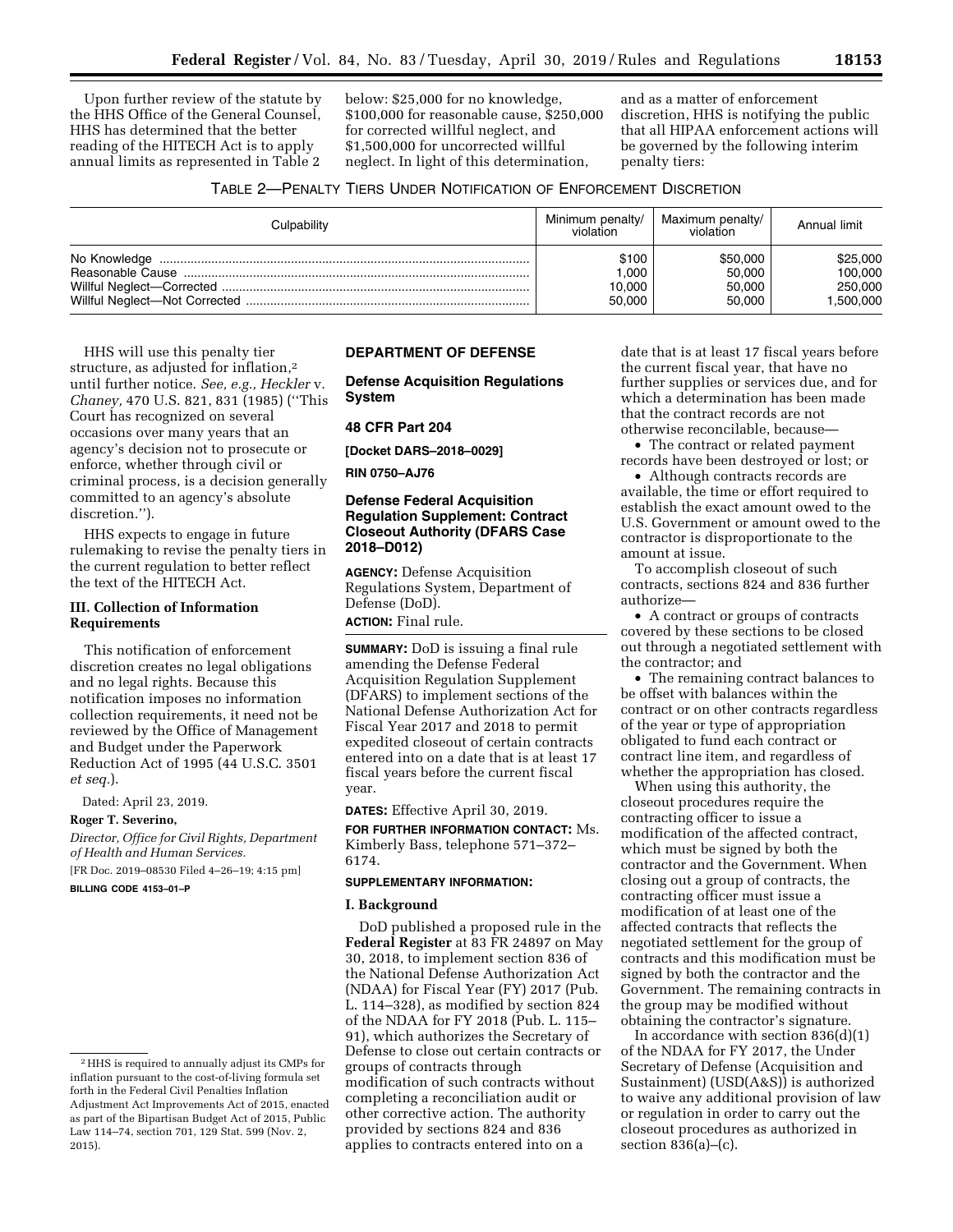Upon further review of the statute by the HHS Office of the General Counsel, HHS has determined that the better reading of the HITECH Act is to apply annual limits as represented in Table 2 below: $25,000 for no knowledge, $100,000 for reasonable cause, $250,000 for corrected willful neglect, and $1,500,000 for uncorrected willful neglect. In light of this determination, and as a matter of enforcement discretion, HHS is notifying the public that all HIPAA enforcement actions will be governed by the following interim penalty tiers:

TABLE 2—PENALTY TIERS UNDER NOTIFICATION OF ENFORCEMENT DISCRETION

| Culpability | Minimum penalty/ violation | Maximum penalty/ violation | Annual limit |
|---|---|---|---|
| No Knowledge | $100 | $50,000 | $25,000 |
| Reasonable Cause | 1,000 | 50,000 | 100,000 |
| Willful Neglect—Corrected | 10,000 | 50,000 | 250,000 |
| Willful Neglect—Not Corrected | 50,000 | 50,000 | 1,500,000 |

HHS will use this penalty tier structure, as adjusted for inflation,[2] until further notice. *See, e.g., Heckler* v. *Chaney,* 470 U.S. 821, 831 (1985) (''This Court has recognized on several occasions over many years that an agency's decision not to prosecute or enforce, whether through civil or criminal process, is a decision generally committed to an agency's absolute discretion.'').

HHS expects to engage in future rulemaking to revise the penalty tiers in the current regulation to better reflect the text of the HITECH Act.

### III. Collection of Information Requirements

This notification of enforcement discretion creates no legal obligations and no legal rights. Because this notification imposes no information collection requirements, it need not be reviewed by the Office of Management and Budget under the Paperwork Reduction Act of 1995 (44 U.S.C. 3501 *et seq.*).

Dated: April 23, 2019.

**Roger T. Severino,**

*Director, Office for Civil Rights, Department of Health and Human Services.*

[FR Doc. 2019–08530 Filed 4–26–19; 4:15 pm]

**BILLING CODE 4153–01–P**

[2] HHS is required to annually adjust its CMPs for inflation pursuant to the cost-of-living formula set forth in the Federal Civil Penalties Inflation Adjustment Act Improvements Act of 2015, enacted as part of the Bipartisan Budget Act of 2015, Public Law 114–74, section 701, 129 Stat. 599 (Nov. 2, 2015).

## DEPARTMENT OF DEFENSE

### Defense Acquisition Regulations System

### 48 CFR Part 204

**[Docket DARS–2018–0029]**

**RIN 0750–AJ76**

### Defense Federal Acquisition Regulation Supplement: Contract Closeout Authority (DFARS Case 2018–D012)

**AGENCY:** Defense Acquisition Regulations System, Department of Defense (DoD).

**ACTION:** Final rule.

**SUMMARY:** DoD is issuing a final rule amending the Defense Federal Acquisition Regulation Supplement (DFARS) to implement sections of the National Defense Authorization Act for Fiscal Year 2017 and 2018 to permit expedited closeout of certain contracts entered into on a date that is at least 17 fiscal years before the current fiscal year.

**DATES:** Effective April 30, 2019.

**FOR FURTHER INFORMATION CONTACT:** Ms. Kimberly Bass, telephone 571–372–6174.

**SUPPLEMENTARY INFORMATION:**

### I. Background

DoD published a proposed rule in the **Federal Register** at 83 FR 24897 on May 30, 2018, to implement section 836 of the National Defense Authorization Act (NDAA) for Fiscal Year (FY) 2017 (Pub. L. 114–328), as modified by section 824 of the NDAA for FY 2018 (Pub. L. 115–91), which authorizes the Secretary of Defense to close out certain contracts or groups of contracts through modification of such contracts without completing a reconciliation audit or other corrective action. The authority provided by sections 824 and 836 applies to contracts entered into on a date that is at least 17 fiscal years before the current fiscal year, that have no further supplies or services due, and for which a determination has been made that the contract records are not otherwise reconcilable, because—

- The contract or related payment records have been destroyed or lost; or
- Although contracts records are available, the time or effort required to establish the exact amount owed to the U.S. Government or amount owed to the contractor is disproportionate to the amount at issue.

To accomplish closeout of such contracts, sections 824 and 836 further authorize—

- A contract or groups of contracts covered by these sections to be closed out through a negotiated settlement with the contractor; and
- The remaining contract balances to be offset with balances within the contract or on other contracts regardless of the year or type of appropriation obligated to fund each contract or contract line item, and regardless of whether the appropriation has closed.

When using this authority, the closeout procedures require the contracting officer to issue a modification of the affected contract, which must be signed by both the contractor and the Government. When closing out a group of contracts, the contracting officer must issue a modification of at least one of the affected contracts that reflects the negotiated settlement for the group of contracts and this modification must be signed by both the contractor and the Government. The remaining contracts in the group may be modified without obtaining the contractor's signature.

In accordance with section 836(d)(1) of the NDAA for FY 2017, the Under Secretary of Defense (Acquisition and Sustainment) (USD(A&S)) is authorized to waive any additional provision of law or regulation in order to carry out the closeout procedures as authorized in section 836(a)–(c).